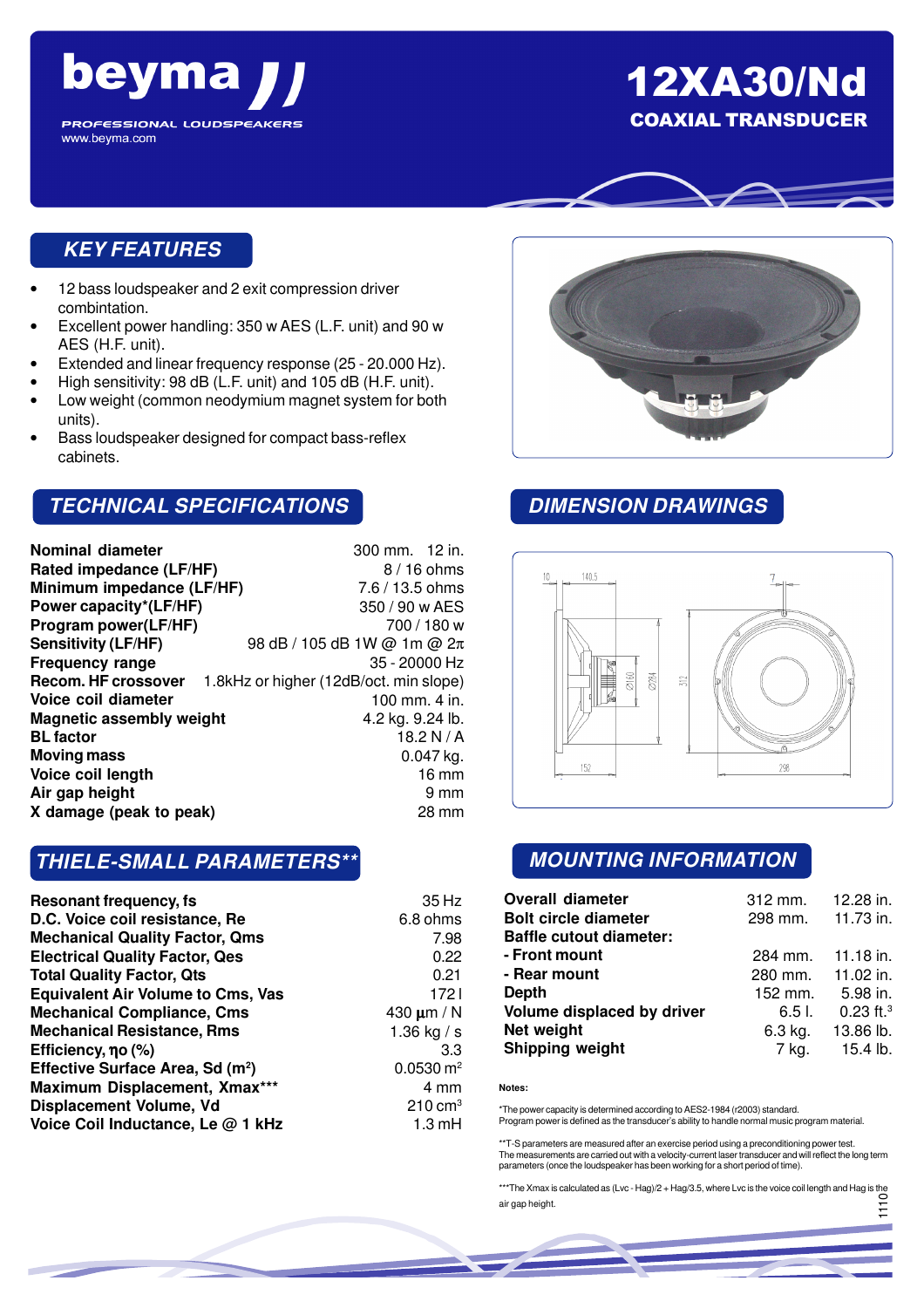# beyma

PROFESSIONAL LOUDSPEAKERS
www.beyma.com

# 12XA30/Nd

## COAXIAL TRANSDUCER

## KEY FEATURES

- 12 bass loudspeaker and 2 exit compression driver combtination.
- Excellent power handling: 350 w AES (L.F. unit) and 90 w AES (H.F. unit).
- Extended and linear frequency response (25 - 20.000 Hz).
- High sensitivity: 98 dB (L.F. unit) and 105 dB (H.F. unit).
- Low weight (common neodymium magnet system for both units).
- Bass loudspeaker designed for compact bass-reflex cabinets.

## TECHNICAL SPECIFICATIONS

| | |
|---|---|
| **Nominal diameter** | 300 mm. 12 in. |
| **Rated impedance (LF/HF)** | 8 / 16 ohms |
| **Minimum impedance (LF/HF)** | 7.6 / 13.5 ohms |
| **Power capacity*(LF/HF)** | 350 / 90 w AES |
| **Program power(LF/HF)** | 700 / 180 w |
| **Sensitivity (LF/HF)** | 98 dB / 105 dB 1W @ 1m @ $2\pi$ |
| **Frequency range** | 35 - 20000 Hz |
| **Recom. HF crossover** | 1.8kHz or higher (12dB/oct. min slope) |
| **Voice coil diameter** | 100 mm. 4 in. |
| **Magnetic assembly weight** | 4.2 kg. 9.24 lb. |
| **BL factor** | 18.2 N / A |
| **Moving mass** | 0.047 kg. |
| **Voice coil length** | 16 mm |
| **Air gap height** | 9 mm |
| **X damage (peak to peak)** | 28 mm |

## THIELE-SMALL PARAMETERS**

| | |
|---|---|
| **Resonant frequency, fs** | 35 Hz |
| **D.C. Voice coil resistance, Re** | 6.8 ohms |
| **Mechanical Quality Factor, Qms** | 7.98 |
| **Electrical Quality Factor, Qes** | 0.22 |
| **Total Quality Factor, Qts** | 0.21 |
| **Equivalent Air Volume to Cms, Vas** | 172 l |
| **Mechanical Compliance, Cms** | 430 $\mu$m / N |
| **Mechanical Resistance, Rms** | 1.36 kg / s |
| **Efficiency, $\eta$o (%)** | 3.3 |
| **Effective Surface Area, Sd ($m^2$)** | 0.0530 $m^2$ |
| **Maximum Displacement, Xmax*** ** | 4 mm |
| **Displacement Volume, Vd** | 210 $cm^3$ |
| **Voice Coil Inductance, Le @ 1 kHz** | 1.3 mH |

## DIMENSION DRAWINGS

## MOUNTING INFORMATION

| | | |
|---|---|---|
| **Overall diameter** | 312 mm. | 12.28 in. |
| **Bolt circle diameter** | 298 mm. | 11.73 in. |
| **Baffle cutout diameter:** | | |
| **- Front mount** | 284 mm. | 11.18 in. |
| **- Rear mount** | 280 mm. | 11.02 in. |
| **Depth** | 152 mm. | 5.98 in. |
| **Volume displaced by driver** | 6.5 l. | 0.23 $ft.^3$ |
| **Net weight** | 6.3 kg. | 13.86 lb. |
| **Shipping weight** | 7 kg. | 15.4 lb. |

**Notes:**

*The power capacity is determined according to AES2-1984 (r2003) standard.
Program power is defined as the transducer's ability to handle normal music program material.

**T-S parameters are measured after an exercise period using a preconditioning power test.
The measurements are carried out with a velocity-current laser transducer and will reflect the long term parameters (once the loudspeaker has been working for a short period of time).

***The Xmax is calculated as (Lvc - Hag)/2 + Hag/3.5, where Lvc is the voice coil length and Hag is the air gap height.

1110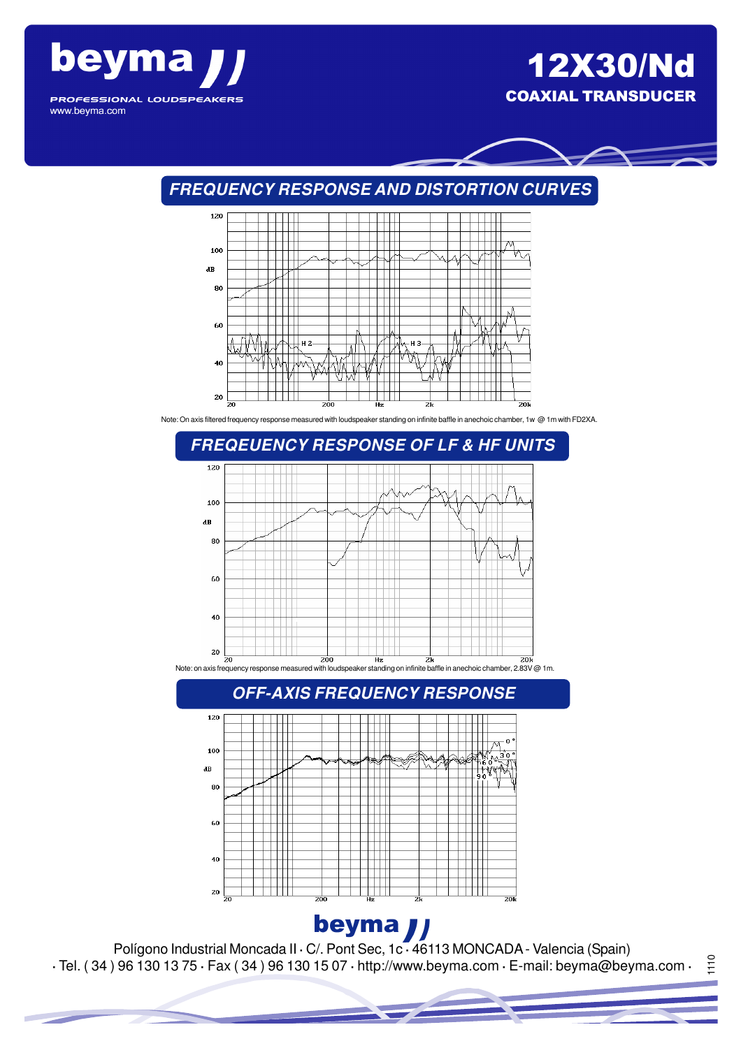# 12X30/Nd

## COAXIAL TRANSDUCER

beyma

PROFESSIONAL LOUDSPEAKERS
www.beyma.com

## FREQUENCY RESPONSE AND DISTORTION CURVES

120
100
dB
80
60
40
20
20
200
Hz
2k
20k
H 2
H 3

Note: On axis filtered frequency response measured with loudspeaker standing on infinite baffle in anechoic chamber, 1w @ 1m with FD2XA.

## FREQEUENCY RESPONSE OF LF & HF UNITS

120
100
dB
80
60
40
20
20
200
Hz
2k
20k

Note: on axis frequency response measured with loudspeaker standing on infinite baffle in anechoic chamber, 2.83V @ 1m.

## OFF-AXIS FREQUENCY RESPONSE

120
100
dB
80
60
40
20
20
200
Hz
2k
20k
0°
30°
60°
90°

beyma

Polígono Industrial Moncada II · C/. Pont Sec, 1c · 46113 MONCADA - Valencia (Spain)
· Tel. ( 34 ) 96 130 13 75 · Fax ( 34 ) 96 130 15 07 · http://www.beyma.com · E-mail: beyma@beyma.com ·

1110